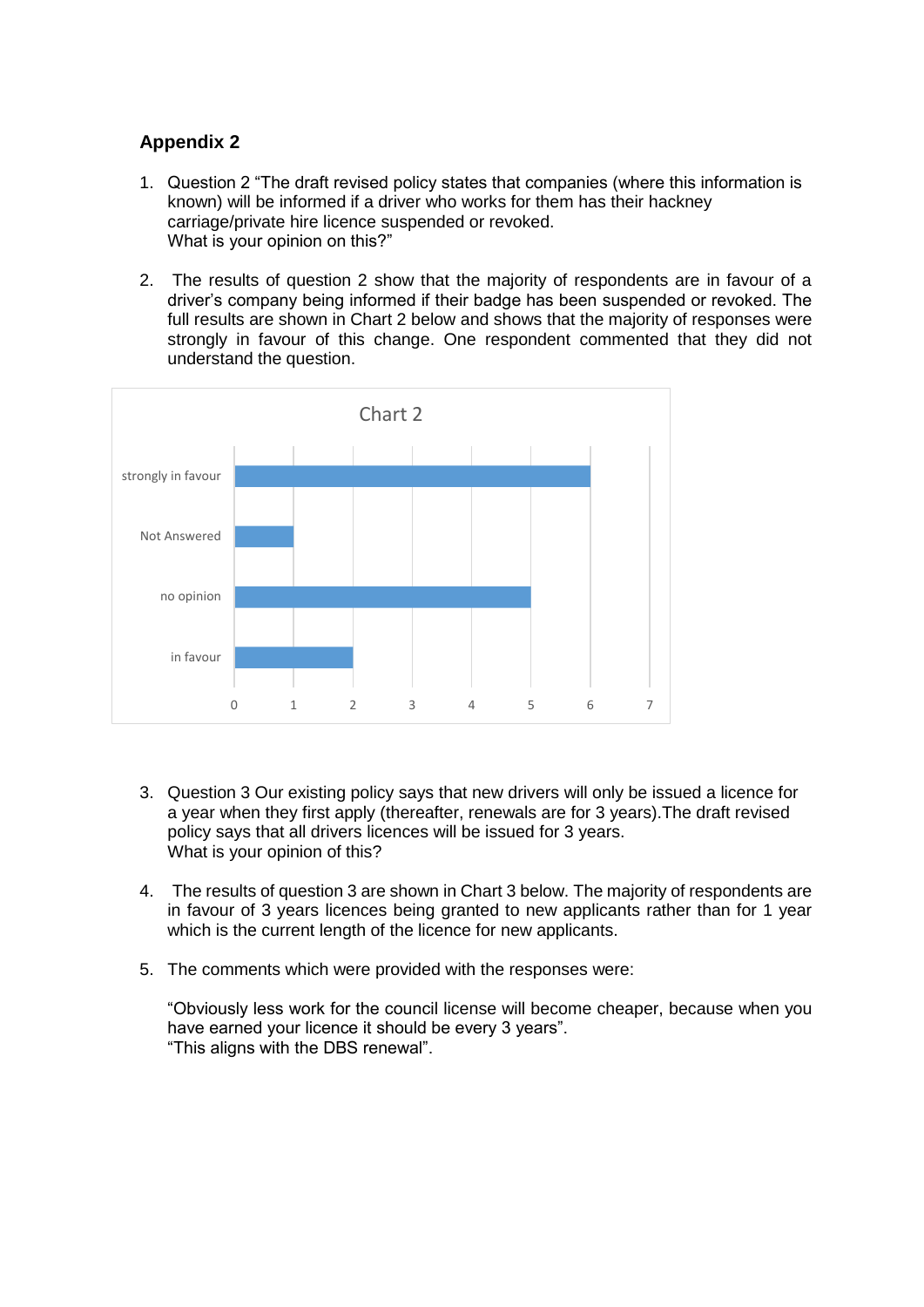## Appendix 2

1. Question 2 "The draft revised policy states that companies (where this information is known) will be informed if a driver who works for them has their hackney carriage/private hire licence suspended or revoked.
   What is your opinion on this?"

2. The results of question 2 show that the majority of respondents are in favour of a driver's company being informed if their badge has been suspended or revoked. The full results are shown in Chart 2 below and shows that the majority of responses were strongly in favour of this change. One respondent commented that they did not understand the question.

**Chart 2**

| Response | Count |
|---|---|
| strongly in favour | 6 |
| Not Answered | 1 |
| no opinion | 5 |
| in favour | 2 |

3. Question 3 Our existing policy says that new drivers will only be issued a licence for a year when they first apply (thereafter, renewals are for 3 years).The draft revised policy says that all drivers licences will be issued for 3 years.
   What is your opinion of this?

4. The results of question 3 are shown in Chart 3 below. The majority of respondents are in favour of 3 years licences being granted to new applicants rather than for 1 year which is the current length of the licence for new applicants.

5. The comments which were provided with the responses were:

   "Obviously less work for the council license will become cheaper, because when you have earned your licence it should be every 3 years".
   "This aligns with the DBS renewal".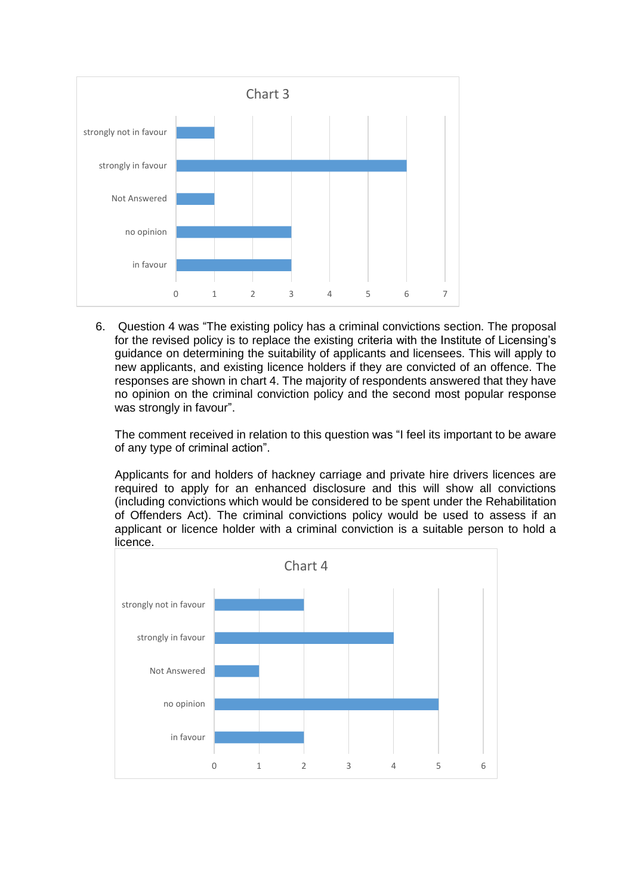Chart 3

| | |
|---|---|
| strongly not in favour | 1 |
| strongly in favour | 6 |
| Not Answered | 1 |
| no opinion | 3 |
| in favour | 3 |

6. Question 4 was "The existing policy has a criminal convictions section. The proposal for the revised policy is to replace the existing criteria with the Institute of Licensing's guidance on determining the suitability of applicants and licensees. This will apply to new applicants, and existing licence holders if they are convicted of an offence. The responses are shown in chart 4. The majority of respondents answered that they have no opinion on the criminal conviction policy and the second most popular response was strongly in favour".

   The comment received in relation to this question was "I feel its important to be aware of any type of criminal action".

   Applicants for and holders of hackney carriage and private hire drivers licences are required to apply for an enhanced disclosure and this will show all convictions (including convictions which would be considered to be spent under the Rehabilitation of Offenders Act). The criminal convictions policy would be used to assess if an applicant or licence holder with a criminal conviction is a suitable person to hold a licence.

Chart 4

| | |
|---|---|
| strongly not in favour | 2 |
| strongly in favour | 4 |
| Not Answered | 1 |
| no opinion | 5 |
| in favour | 2 |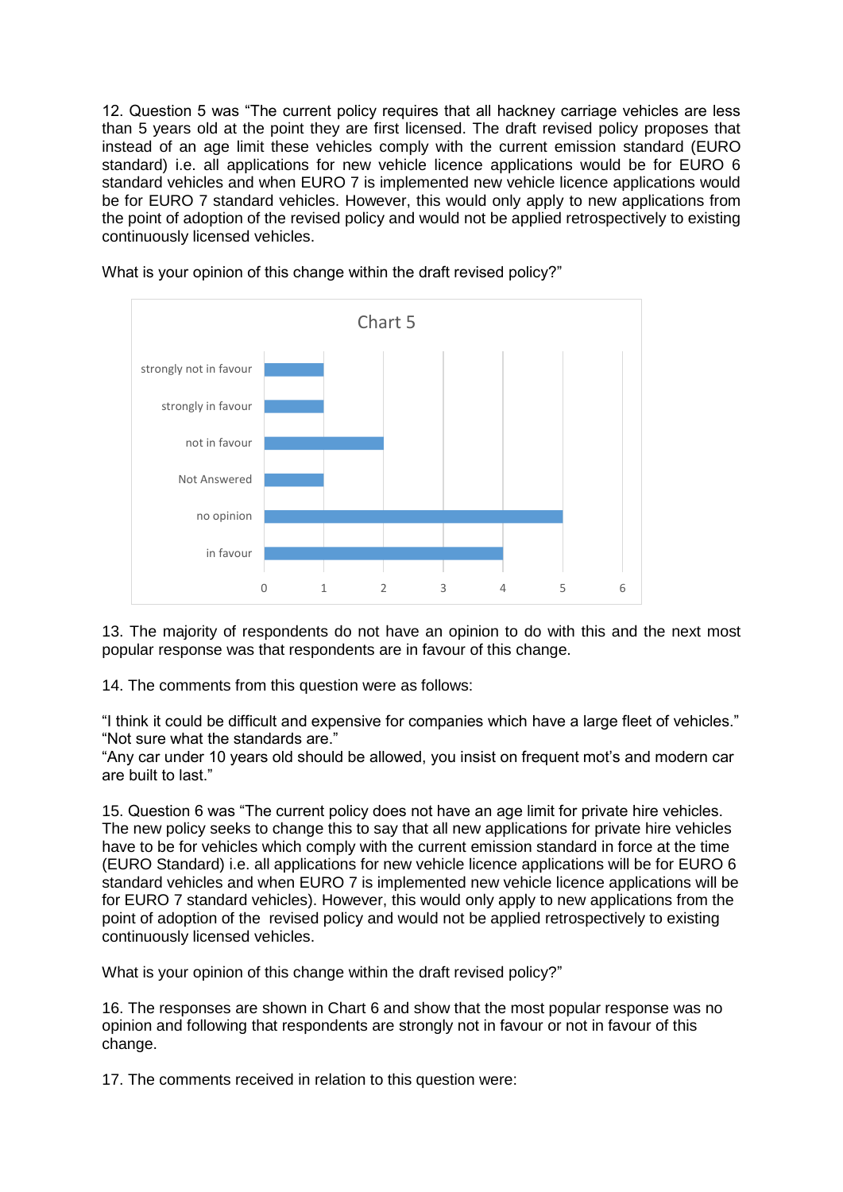12. Question 5 was "The current policy requires that all hackney carriage vehicles are less than 5 years old at the point they are first licensed. The draft revised policy proposes that instead of an age limit these vehicles comply with the current emission standard (EURO standard) i.e. all applications for new vehicle licence applications would be for EURO 6 standard vehicles and when EURO 7 is implemented new vehicle licence applications would be for EURO 7 standard vehicles. However, this would only apply to new applications from the point of adoption of the revised policy and would not be applied retrospectively to existing continuously licensed vehicles.

What is your opinion of this change within the draft revised policy?"

Chart 5

| Response | Count |
| --- | --- |
| strongly not in favour | 1 |
| strongly in favour | 1 |
| not in favour | 2 |
| Not Answered | 1 |
| no opinion | 5 |
| in favour | 4 |

13. The majority of respondents do not have an opinion to do with this and the next most popular response was that respondents are in favour of this change.

14. The comments from this question were as follows:

"I think it could be difficult and expensive for companies which have a large fleet of vehicles."
"Not sure what the standards are."
"Any car under 10 years old should be allowed, you insist on frequent mot's and modern car are built to last."

15. Question 6 was "The current policy does not have an age limit for private hire vehicles. The new policy seeks to change this to say that all new applications for private hire vehicles have to be for vehicles which comply with the current emission standard in force at the time (EURO Standard) i.e. all applications for new vehicle licence applications will be for EURO 6 standard vehicles and when EURO 7 is implemented new vehicle licence applications will be for EURO 7 standard vehicles). However, this would only apply to new applications from the point of adoption of the revised policy and would not be applied retrospectively to existing continuously licensed vehicles.

What is your opinion of this change within the draft revised policy?"

16. The responses are shown in Chart 6 and show that the most popular response was no opinion and following that respondents are strongly not in favour or not in favour of this change.

17. The comments received in relation to this question were: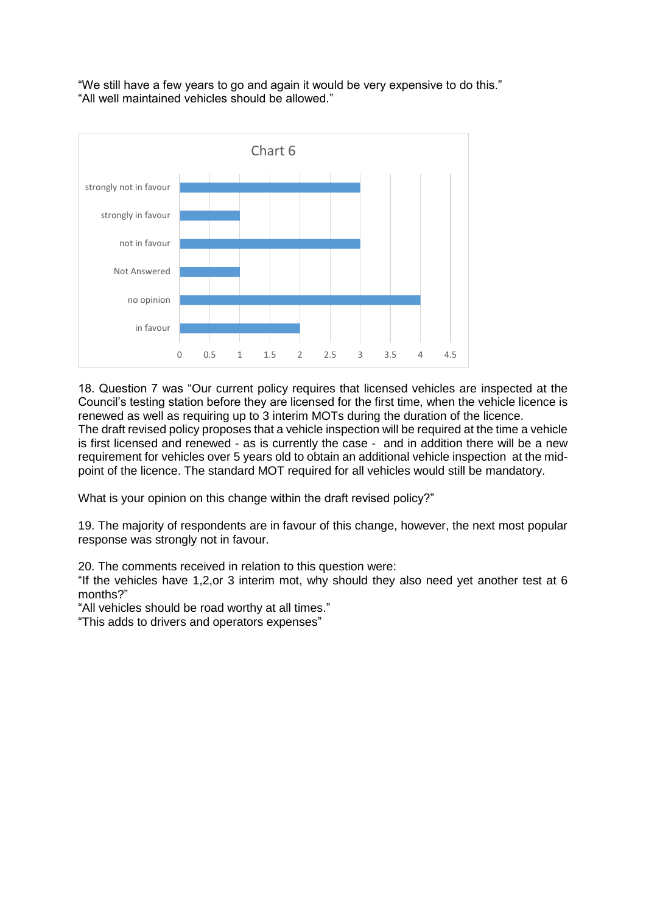"We still have a few years to go and again it would be very expensive to do this."
"All well maintained vehicles should be allowed."

Chart 6

| Response | Count |
|---|---|
| strongly not in favour | 3 |
| strongly in favour | 1 |
| not in favour | 3 |
| Not Answered | 1 |
| no opinion | 4 |
| in favour | 2 |

18. Question 7 was "Our current policy requires that licensed vehicles are inspected at the Council's testing station before they are licensed for the first time, when the vehicle licence is renewed as well as requiring up to 3 interim MOTs during the duration of the licence.
The draft revised policy proposes that a vehicle inspection will be required at the time a vehicle is first licensed and renewed - as is currently the case - and in addition there will be a new requirement for vehicles over 5 years old to obtain an additional vehicle inspection at the mid-point of the licence. The standard MOT required for all vehicles would still be mandatory.

What is your opinion on this change within the draft revised policy?"

19. The majority of respondents are in favour of this change, however, the next most popular response was strongly not in favour.

20. The comments received in relation to this question were:
"If the vehicles have 1,2,or 3 interim mot, why should they also need yet another test at 6 months?"
"All vehicles should be road worthy at all times."
"This adds to drivers and operators expenses"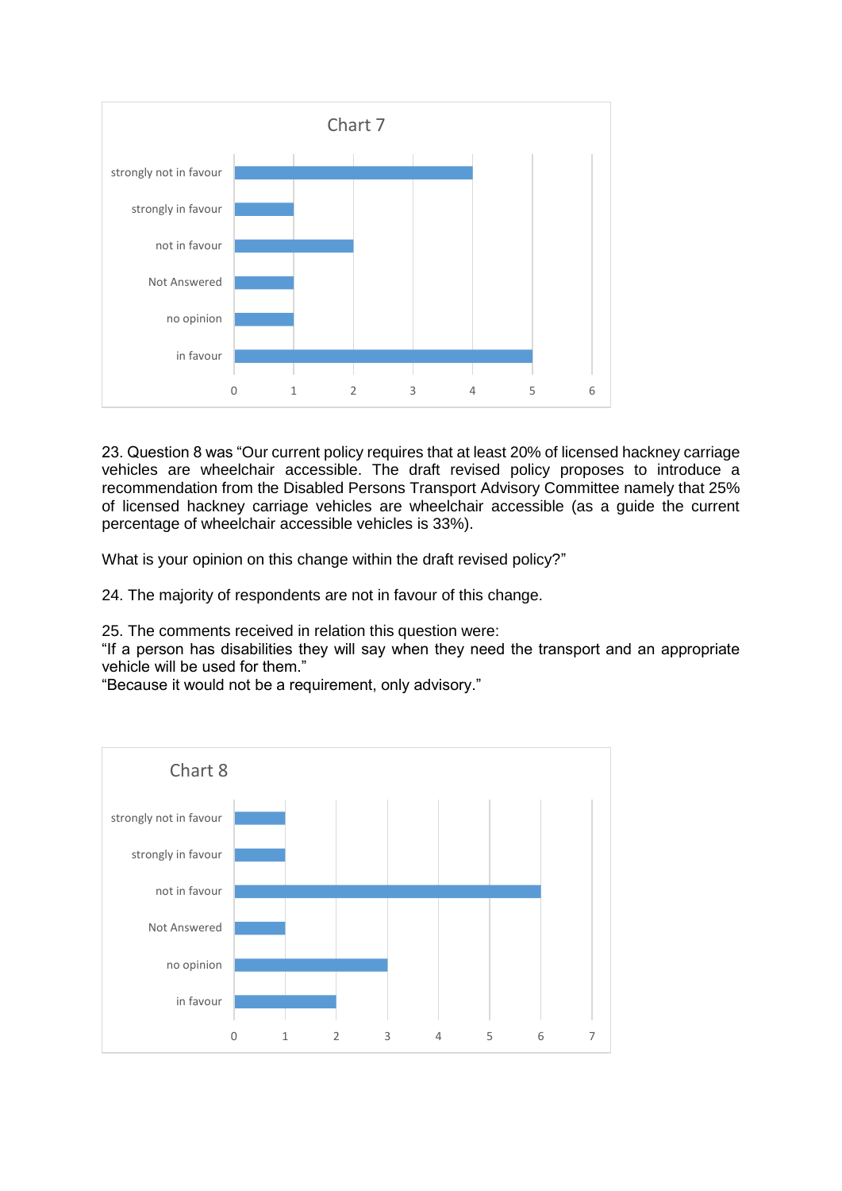Chart 7

| Response | Count |
|---|---|
| strongly not in favour | 4 |
| strongly in favour | 1 |
| not in favour | 2 |
| Not Answered | 1 |
| no opinion | 1 |
| in favour | 5 |

23. Question 8 was "Our current policy requires that at least 20% of licensed hackney carriage vehicles are wheelchair accessible. The draft revised policy proposes to introduce a recommendation from the Disabled Persons Transport Advisory Committee namely that 25% of licensed hackney carriage vehicles are wheelchair accessible (as a guide the current percentage of wheelchair accessible vehicles is 33%).

What is your opinion on this change within the draft revised policy?"

24. The majority of respondents are not in favour of this change.

25. The comments received in relation this question were:
"If a person has disabilities they will say when they need the transport and an appropriate vehicle will be used for them."
"Because it would not be a requirement, only advisory."

Chart 8

| Response | Count |
|---|---|
| strongly not in favour | 1 |
| strongly in favour | 1 |
| not in favour | 6 |
| Not Answered | 1 |
| no opinion | 3 |
| in favour | 2 |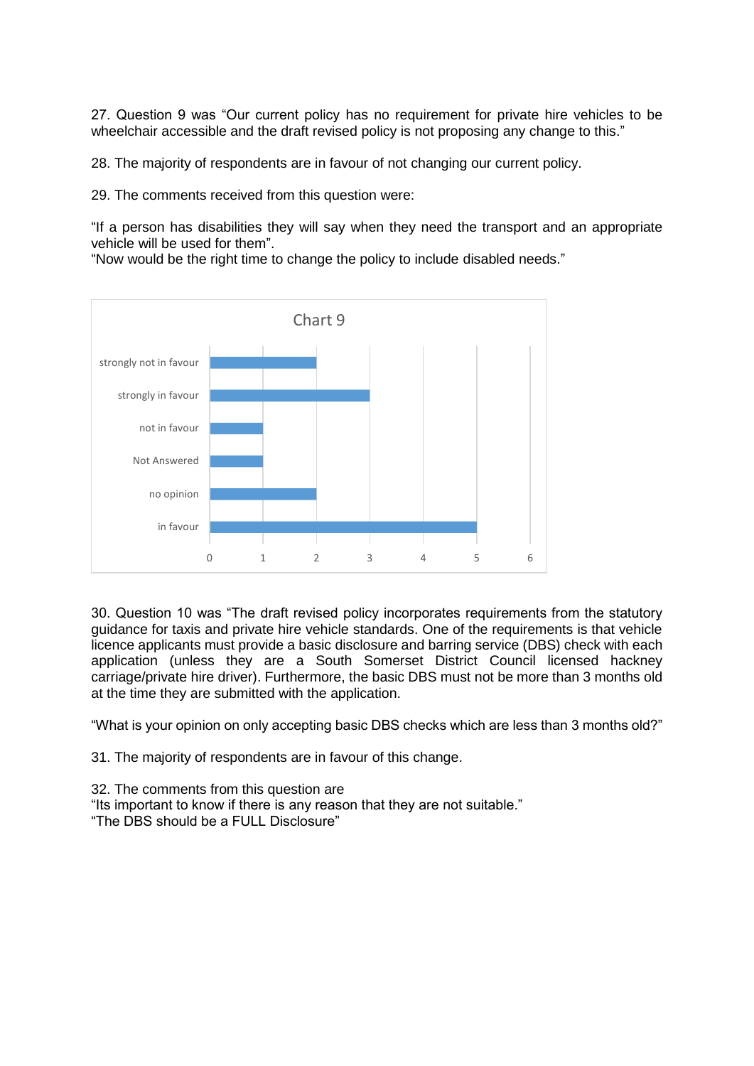27. Question 9 was "Our current policy has no requirement for private hire vehicles to be wheelchair accessible and the draft revised policy is not proposing any change to this."

28. The majority of respondents are in favour of not changing our current policy.

29. The comments received from this question were:

"If a person has disabilities they will say when they need the transport and an appropriate vehicle will be used for them".

"Now would be the right time to change the policy to include disabled needs."

**Chart 9**

| Response | Count |
|---|---|
| strongly not in favour | 2 |
| strongly in favour | 3 |
| not in favour | 1 |
| Not Answered | 1 |
| no opinion | 2 |
| in favour | 5 |

30. Question 10 was "The draft revised policy incorporates requirements from the statutory guidance for taxis and private hire vehicle standards. One of the requirements is that vehicle licence applicants must provide a basic disclosure and barring service (DBS) check with each application (unless they are a South Somerset District Council licensed hackney carriage/private hire driver). Furthermore, the basic DBS must not be more than 3 months old at the time they are submitted with the application.

"What is your opinion on only accepting basic DBS checks which are less than 3 months old?"

31. The majority of respondents are in favour of this change.

32. The comments from this question are

"Its important to know if there is any reason that they are not suitable."

"The DBS should be a FULL Disclosure"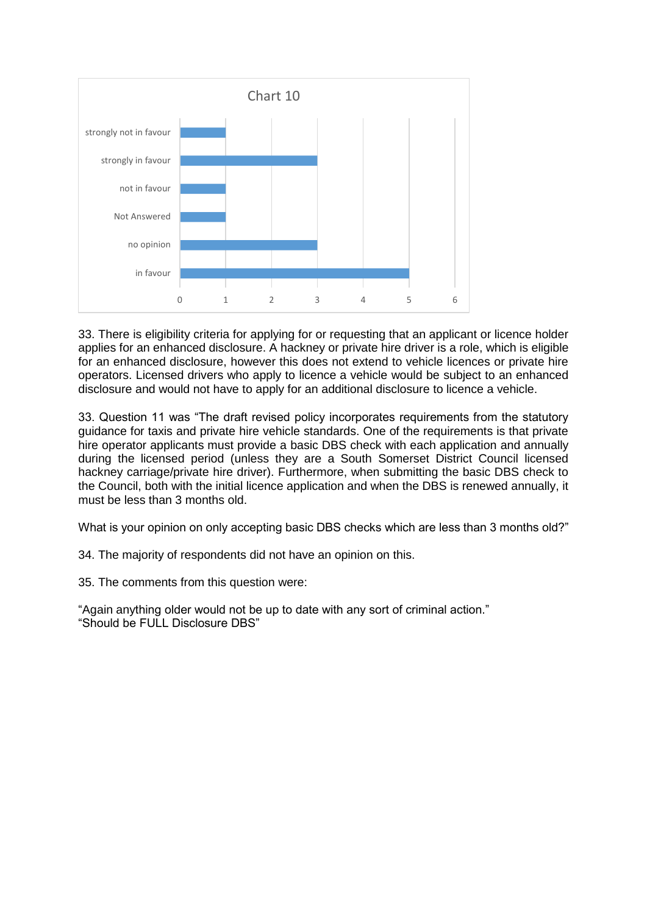Chart 10

| Response | Count |
| --- | --- |
| strongly not in favour | 1 |
| strongly in favour | 3 |
| not in favour | 1 |
| Not Answered | 1 |
| no opinion | 3 |
| in favour | 5 |

33. There is eligibility criteria for applying for or requesting that an applicant or licence holder applies for an enhanced disclosure. A hackney or private hire driver is a role, which is eligible for an enhanced disclosure, however this does not extend to vehicle licences or private hire operators. Licensed drivers who apply to licence a vehicle would be subject to an enhanced disclosure and would not have to apply for an additional disclosure to licence a vehicle.

33. Question 11 was "The draft revised policy incorporates requirements from the statutory guidance for taxis and private hire vehicle standards. One of the requirements is that private hire operator applicants must provide a basic DBS check with each application and annually during the licensed period (unless they are a South Somerset District Council licensed hackney carriage/private hire driver). Furthermore, when submitting the basic DBS check to the Council, both with the initial licence application and when the DBS is renewed annually, it must be less than 3 months old.

What is your opinion on only accepting basic DBS checks which are less than 3 months old?"

34. The majority of respondents did not have an opinion on this.

35. The comments from this question were:

"Again anything older would not be up to date with any sort of criminal action."
"Should be FULL Disclosure DBS"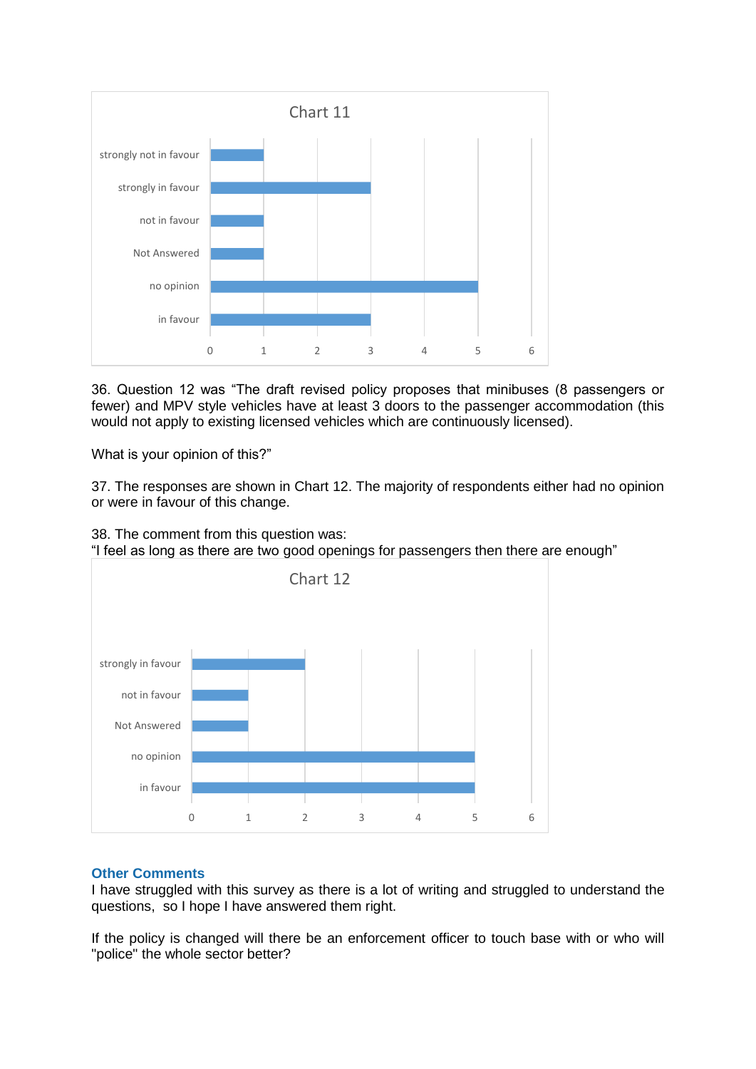Chart 11

| Response | Count |
| --- | --- |
| strongly not in favour | 1 |
| strongly in favour | 3 |
| not in favour | 1 |
| Not Answered | 1 |
| no opinion | 5 |
| in favour | 3 |

36. Question 12 was "The draft revised policy proposes that minibuses (8 passengers or fewer) and MPV style vehicles have at least 3 doors to the passenger accommodation (this would not apply to existing licensed vehicles which are continuously licensed).

What is your opinion of this?"

37. The responses are shown in Chart 12. The majority of respondents either had no opinion or were in favour of this change.

38. The comment from this question was:
"I feel as long as there are two good openings for passengers then there are enough"

Chart 12

| Response | Count |
| --- | --- |
| strongly in favour | 2 |
| not in favour | 1 |
| Not Answered | 1 |
| no opinion | 5 |
| in favour | 5 |

## Other Comments

I have struggled with this survey as there is a lot of writing and struggled to understand the questions, so I hope I have answered them right.

If the policy is changed will there be an enforcement officer to touch base with or who will "police" the whole sector better?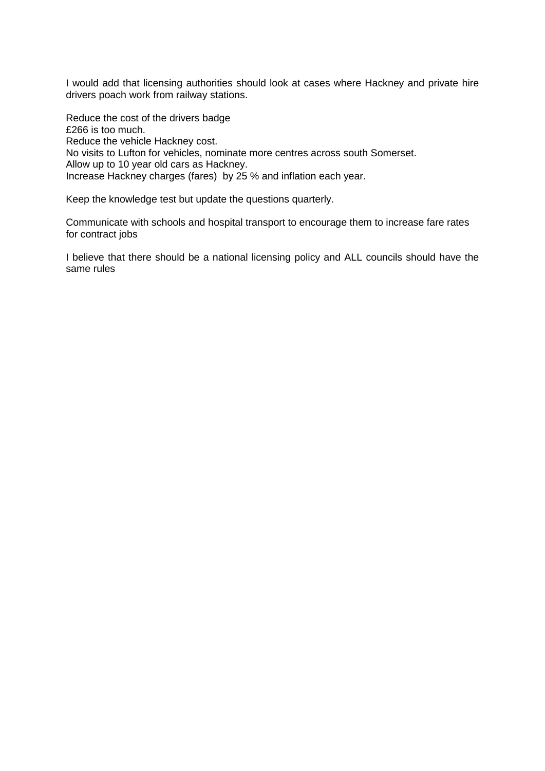I would add that licensing authorities should look at cases where Hackney and private hire drivers poach work from railway stations.

Reduce the cost of the drivers badge
£266 is too much.
Reduce the vehicle Hackney cost.
No visits to Lufton for vehicles, nominate more centres across south Somerset.
Allow up to 10 year old cars as Hackney.
Increase Hackney charges (fares) by 25 % and inflation each year.

Keep the knowledge test but update the questions quarterly.

Communicate with schools and hospital transport to encourage them to increase fare rates for contract jobs

I believe that there should be a national licensing policy and ALL councils should have the same rules